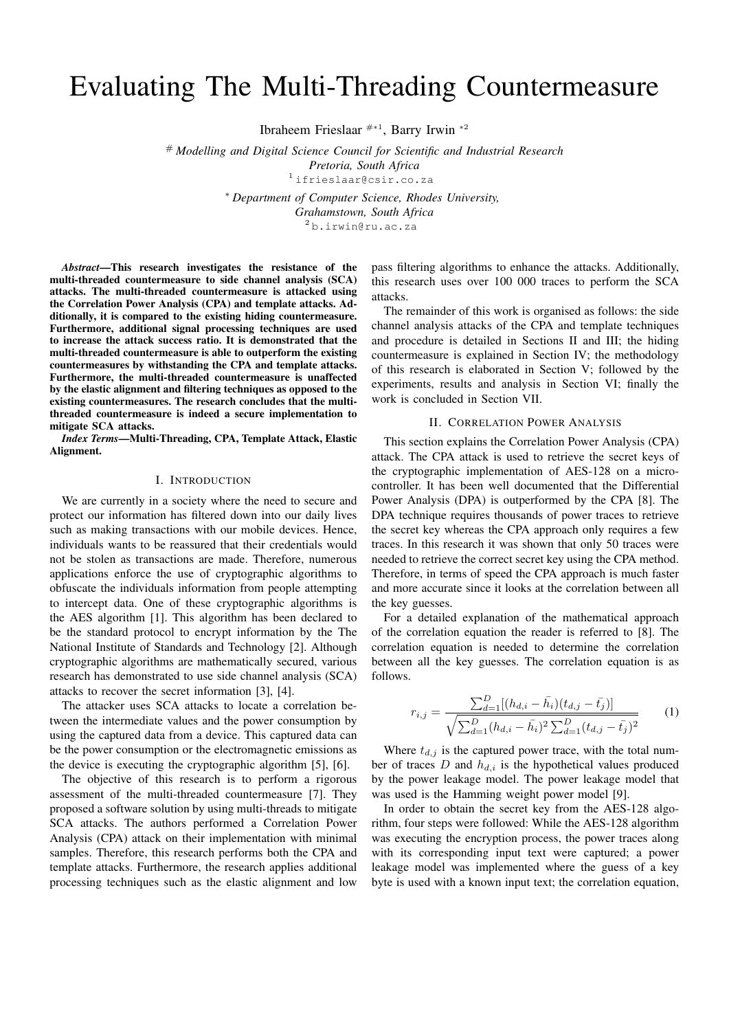# Evaluating The Multi-Threading Countermeasure

Ibraheem Frieslaar [#*1], Barry Irwin [*2]

[#] *Modelling and Digital Science Council for Scientific and Industrial Research*
*Pretoria, South Africa*
[1] ifrieslaar@csir.co.za

[*] *Department of Computer Science, Rhodes University,*
*Grahamstown, South Africa*
[2] b.irwin@ru.ac.za

***Abstract*—This research investigates the resistance of the multi-threaded countermeasure to side channel analysis (SCA) attacks. The multi-threaded countermeasure is attacked using the Correlation Power Analysis (CPA) and template attacks. Additionally, it is compared to the existing hiding countermeasure. Furthermore, additional signal processing techniques are used to increase the attack success ratio. It is demonstrated that the multi-threaded countermeasure is able to outperform the existing countermeasures by withstanding the CPA and template attacks. Furthermore, the multi-threaded countermeasure is unaffected by the elastic alignment and filtering techniques as opposed to the existing countermeasures. The research concludes that the multi-threaded countermeasure is indeed a secure implementation to mitigate SCA attacks.**

***Index Terms*—Multi-Threading, CPA, Template Attack, Elastic Alignment.**

## I. Introduction

We are currently in a society where the need to secure and protect our information has filtered down into our daily lives such as making transactions with our mobile devices. Hence, individuals wants to be reassured that their credentials would not be stolen as transactions are made. Therefore, numerous applications enforce the use of cryptographic algorithms to obfuscate the individuals information from people attempting to intercept data. One of these cryptographic algorithms is the AES algorithm [1]. This algorithm has been declared to be the standard protocol to encrypt information by the The National Institute of Standards and Technology [2]. Although cryptographic algorithms are mathematically secured, various research has demonstrated to use side channel analysis (SCA) attacks to recover the secret information [3], [4].

The attacker uses SCA attacks to locate a correlation between the intermediate values and the power consumption by using the captured data from a device. This captured data can be the power consumption or the electromagnetic emissions as the device is executing the cryptographic algorithm [5], [6].

The objective of this research is to perform a rigorous assessment of the multi-threaded countermeasure [7]. They proposed a software solution by using multi-threads to mitigate SCA attacks. The authors performed a Correlation Power Analysis (CPA) attack on their implementation with minimal samples. Therefore, this research performs both the CPA and template attacks. Furthermore, the research applies additional processing techniques such as the elastic alignment and low pass filtering algorithms to enhance the attacks. Additionally, this research uses over 100 000 traces to perform the SCA attacks.

The remainder of this work is organised as follows: the side channel analysis attacks of the CPA and template techniques and procedure is detailed in Sections II and III; the hiding countermeasure is explained in Section IV; the methodology of this research is elaborated in Section V; followed by the experiments, results and analysis in Section VI; finally the work is concluded in Section VII.

## II. Correlation Power Analysis

This section explains the Correlation Power Analysis (CPA) attack. The CPA attack is used to retrieve the secret keys of the cryptographic implementation of AES-128 on a microcontroller. It has been well documented that the Differential Power Analysis (DPA) is outperformed by the CPA [8]. The DPA technique requires thousands of power traces to retrieve the secret key whereas the CPA approach only requires a few traces. In this research it was shown that only 50 traces were needed to retrieve the correct secret key using the CPA method. Therefore, in terms of speed the CPA approach is much faster and more accurate since it looks at the correlation between all the key guesses.

For a detailed explanation of the mathematical approach of the correlation equation the reader is referred to [8]. The correlation equation is needed to determine the correlation between all the key guesses. The correlation equation is as follows.

$$r_{i,j} = \frac{\sum_{d=1}^{D}[(h_{d,i} - \bar{h_i})(t_{d,j} - \bar{t_j})]}{\sqrt{\sum_{d=1}^{D}(h_{d,i} - \bar{h_i})^2 \sum_{d=1}^{D}(t_{d,j} - \bar{t_j})^2}} \tag{1}$$

Where $t_{d,j}$ is the captured power trace, with the total number of traces $D$ and $h_{d,i}$ is the hypothetical values produced by the power leakage model. The power leakage model that was used is the Hamming weight power model [9].

In order to obtain the secret key from the AES-128 algorithm, four steps were followed: While the AES-128 algorithm was executing the encryption process, the power traces along with its corresponding input text were captured; a power leakage model was implemented where the guess of a key byte is used with a known input text; the correlation equation,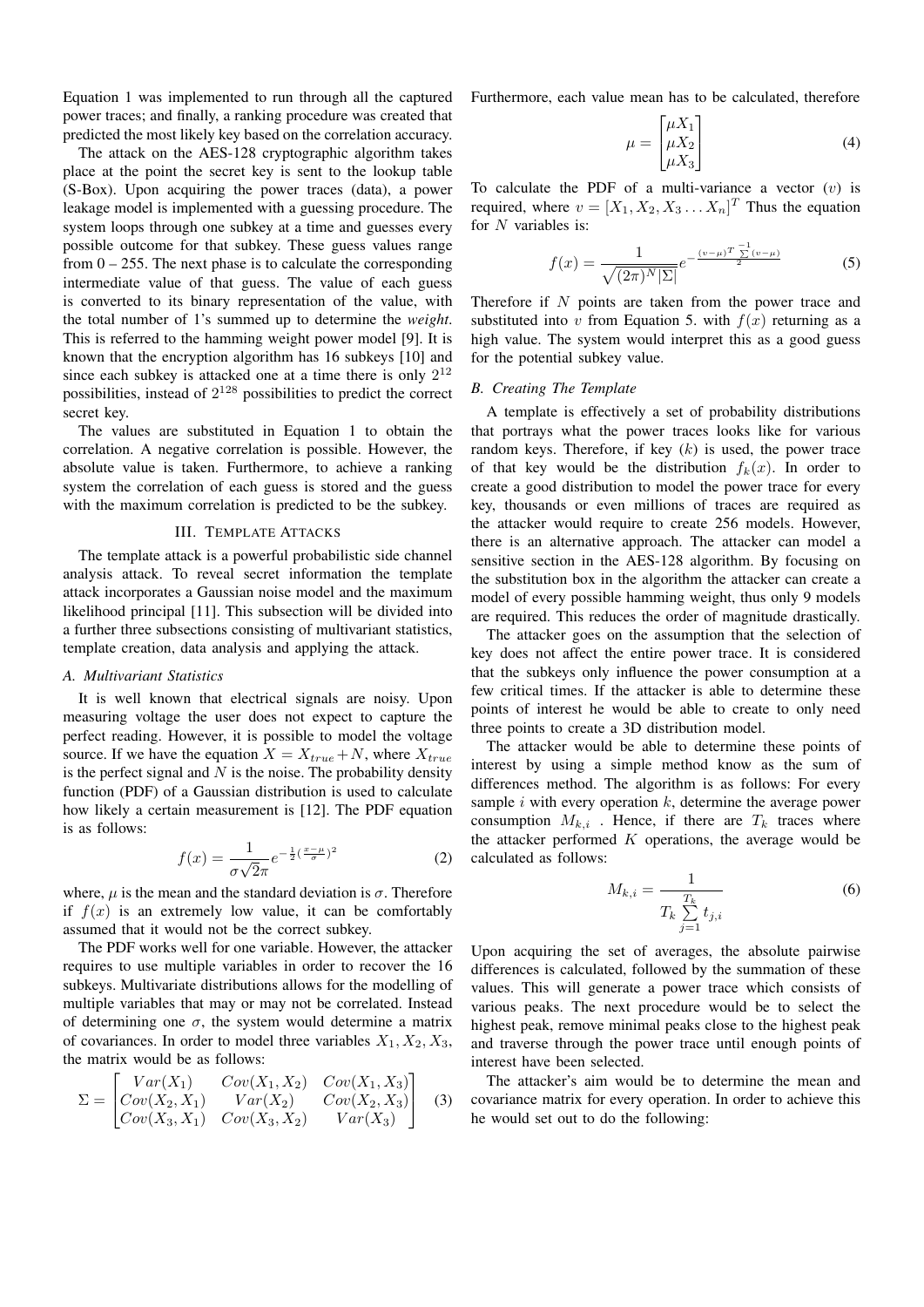Equation 1 was implemented to run through all the captured power traces; and finally, a ranking procedure was created that predicted the most likely key based on the correlation accuracy.

The attack on the AES-128 cryptographic algorithm takes place at the point the secret key is sent to the lookup table (S-Box). Upon acquiring the power traces (data), a power leakage model is implemented with a guessing procedure. The system loops through one subkey at a time and guesses every possible outcome for that subkey. These guess values range from 0 – 255. The next phase is to calculate the corresponding intermediate value of that guess. The value of each guess is converted to its binary representation of the value, with the total number of 1's summed up to determine the *weight*. This is referred to the hamming weight power model [9]. It is known that the encryption algorithm has 16 subkeys [10] and since each subkey is attacked one at a time there is only $2^{12}$ possibilities, instead of $2^{128}$ possibilities to predict the correct secret key.

The values are substituted in Equation 1 to obtain the correlation. A negative correlation is possible. However, the absolute value is taken. Furthermore, to achieve a ranking system the correlation of each guess is stored and the guess with the maximum correlation is predicted to be the subkey.

## III. Template Attacks

The template attack is a powerful probabilistic side channel analysis attack. To reveal secret information the template attack incorporates a Gaussian noise model and the maximum likelihood principal [11]. This subsection will be divided into a further three subsections consisting of multivariant statistics, template creation, data analysis and applying the attack.

### A. Multivariant Statistics

It is well known that electrical signals are noisy. Upon measuring voltage the user does not expect to capture the perfect reading. However, it is possible to model the voltage source. If we have the equation $X = X_{true} + N$, where $X_{true}$ is the perfect signal and $N$ is the noise. The probability density function (PDF) of a Gaussian distribution is used to calculate how likely a certain measurement is [12]. The PDF equation is as follows:

$$f(x) = \frac{1}{\sigma\sqrt{2\pi}} e^{-\frac{1}{2}(\frac{x-\mu}{\sigma})^2} \tag{2}$$

where, $\mu$ is the mean and the standard deviation is $\sigma$. Therefore if $f(x)$ is an extremely low value, it can be comfortably assumed that it would not be the correct subkey.

The PDF works well for one variable. However, the attacker requires to use multiple variables in order to recover the 16 subkeys. Multivariate distributions allows for the modelling of multiple variables that may or may not be correlated. Instead of determining one $\sigma$, the system would determine a matrix of covariances. In order to model three variables $X_1, X_2, X_3$, the matrix would be as follows:

$$\Sigma = \begin{bmatrix} Var(X_1) & Cov(X_1, X_2) & Cov(X_1, X_3) \\ Cov(X_2, X_1) & Var(X_2) & Cov(X_2, X_3) \\ Cov(X_3, X_1) & Cov(X_3, X_2) & Var(X_3) \end{bmatrix} \tag{3}$$

Furthermore, each value mean has to be calculated, therefore

$$\mu = \begin{bmatrix} \mu X_1 \\ \mu X_2 \\ \mu X_3 \end{bmatrix} \tag{4}$$

To calculate the PDF of a multi-variance a vector ($v$) is required, where $v = [X_1, X_2, X_3 \ldots X_n]^T$ Thus the equation for $N$ variables is:

$$f(x) = \frac{1}{\sqrt{(2\pi)^N |\Sigma|}} e^{-\frac{(v-\mu)^T \sum^{-1} (v-\mu)}{2}} \tag{5}$$

Therefore if $N$ points are taken from the power trace and substituted into $v$ from Equation 5. with $f(x)$ returning as a high value. The system would interpret this as a good guess for the potential subkey value.

### B. Creating The Template

A template is effectively a set of probability distributions that portrays what the power traces looks like for various random keys. Therefore, if key ($k$) is used, the power trace of that key would be the distribution $f_k(x)$. In order to create a good distribution to model the power trace for every key, thousands or even millions of traces are required as the attacker would require to create 256 models. However, there is an alternative approach. The attacker can model a sensitive section in the AES-128 algorithm. By focusing on the substitution box in the algorithm the attacker can create a model of every possible hamming weight, thus only 9 models are required. This reduces the order of magnitude drastically.

The attacker goes on the assumption that the selection of key does not affect the entire power trace. It is considered that the subkeys only influence the power consumption at a few critical times. If the attacker is able to determine these points of interest he would be able to create to only need three points to create a 3D distribution model.

The attacker would be able to determine these points of interest by using a simple method know as the sum of differences method. The algorithm is as follows: For every sample $i$ with every operation $k$, determine the average power consumption $M_{k,i}$ . Hence, if there are $T_k$ traces where the attacker performed $K$ operations, the average would be calculated as follows:

$$M_{k,i} = \frac{1}{T_k \sum_{j=1}^{T_k} t_{j,i}} \tag{6}$$

Upon acquiring the set of averages, the absolute pairwise differences is calculated, followed by the summation of these values. This will generate a power trace which consists of various peaks. The next procedure would be to select the highest peak, remove minimal peaks close to the highest peak and traverse through the power trace until enough points of interest have been selected.

The attacker's aim would be to determine the mean and covariance matrix for every operation. In order to achieve this he would set out to do the following: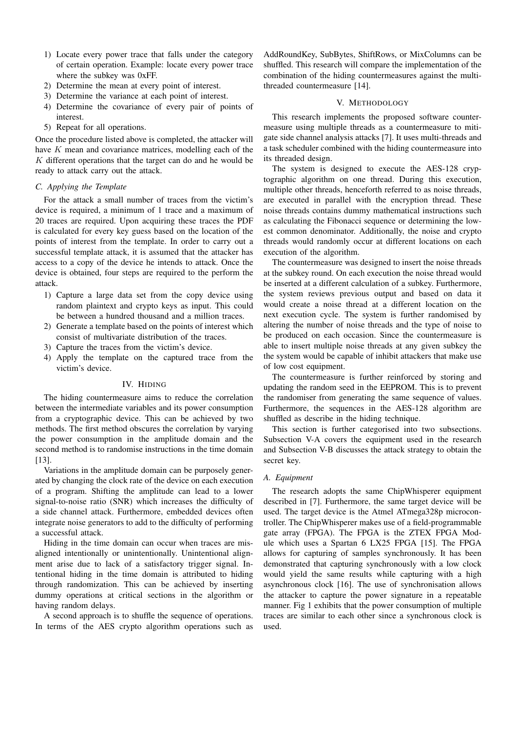1) Locate every power trace that falls under the category of certain operation. Example: locate every power trace where the subkey was 0xFF.
2) Determine the mean at every point of interest.
3) Determine the variance at each point of interest.
4) Determine the covariance of every pair of points of interest.
5) Repeat for all operations.

Once the procedure listed above is completed, the attacker will have $K$ mean and covariance matrices, modelling each of the $K$ different operations that the target can do and he would be ready to attack carry out the attack.

### C. Applying the Template

For the attack a small number of traces from the victim's device is required, a minimum of 1 trace and a maximum of 20 traces are required. Upon acquiring these traces the PDF is calculated for every key guess based on the location of the points of interest from the template. In order to carry out a successful template attack, it is assumed that the attacker has access to a copy of the device he intends to attack. Once the device is obtained, four steps are required to the perform the attack.

1) Capture a large data set from the copy device using random plaintext and crypto keys as input. This could be between a hundred thousand and a million traces.
2) Generate a template based on the points of interest which consist of multivariate distribution of the traces.
3) Capture the traces from the victim's device.
4) Apply the template on the captured trace from the victim's device.

## IV. Hiding

The hiding countermeasure aims to reduce the correlation between the intermediate variables and its power consumption from a cryptographic device. This can be achieved by two methods. The first method obscures the correlation by varying the power consumption in the amplitude domain and the second method is to randomise instructions in the time domain [13].

Variations in the amplitude domain can be purposely generated by changing the clock rate of the device on each execution of a program. Shifting the amplitude can lead to a lower signal-to-noise ratio (SNR) which increases the difficulty of a side channel attack. Furthermore, embedded devices often integrate noise generators to add to the difficulty of performing a successful attack.

Hiding in the time domain can occur when traces are misaligned intentionally or unintentionally. Unintentional alignment arise due to lack of a satisfactory trigger signal. Intentional hiding in the time domain is attributed to hiding through randomization. This can be achieved by inserting dummy operations at critical sections in the algorithm or having random delays.

A second approach is to shuffle the sequence of operations. In terms of the AES crypto algorithm operations such as AddRoundKey, SubBytes, ShiftRows, or MixColumns can be shuffled. This research will compare the implementation of the combination of the hiding countermeasures against the multi-threaded countermeasure [14].

## V. Methodology

This research implements the proposed software countermeasure using multiple threads as a countermeasure to mitigate side channel analysis attacks [7]. It uses multi-threads and a task scheduler combined with the hiding countermeasure into its threaded design.

The system is designed to execute the AES-128 cryptographic algorithm on one thread. During this execution, multiple other threads, henceforth referred to as noise threads, are executed in parallel with the encryption thread. These noise threads contains dummy mathematical instructions such as calculating the Fibonacci sequence or determining the lowest common denominator. Additionally, the noise and crypto threads would randomly occur at different locations on each execution of the algorithm.

The countermeasure was designed to insert the noise threads at the subkey round. On each execution the noise thread would be inserted at a different calculation of a subkey. Furthermore, the system reviews previous output and based on data it would create a noise thread at a different location on the next execution cycle. The system is further randomised by altering the number of noise threads and the type of noise to be produced on each occasion. Since the countermeasure is able to insert multiple noise threads at any given subkey the the system would be capable of inhibit attackers that make use of low cost equipment.

The countermeasure is further reinforced by storing and updating the random seed in the EEPROM. This is to prevent the randomiser from generating the same sequence of values. Furthermore, the sequences in the AES-128 algorithm are shuffled as describe in the hiding technique.

This section is further categorised into two subsections. Subsection V-A covers the equipment used in the research and Subsection V-B discusses the attack strategy to obtain the secret key.

### A. Equipment

The research adopts the same ChipWhisperer equipment described in [7]. Furthermore, the same target device will be used. The target device is the Atmel ATmega328p microcontroller. The ChipWhisperer makes use of a field-programmable gate array (FPGA). The FPGA is the ZTEX FPGA Module which uses a Spartan 6 LX25 FPGA [15]. The FPGA allows for capturing of samples synchronously. It has been demonstrated that capturing synchronously with a low clock would yield the same results while capturing with a high asynchronous clock [16]. The use of synchronisation allows the attacker to capture the power signature in a repeatable manner. Fig 1 exhibits that the power consumption of multiple traces are similar to each other since a synchronous clock is used.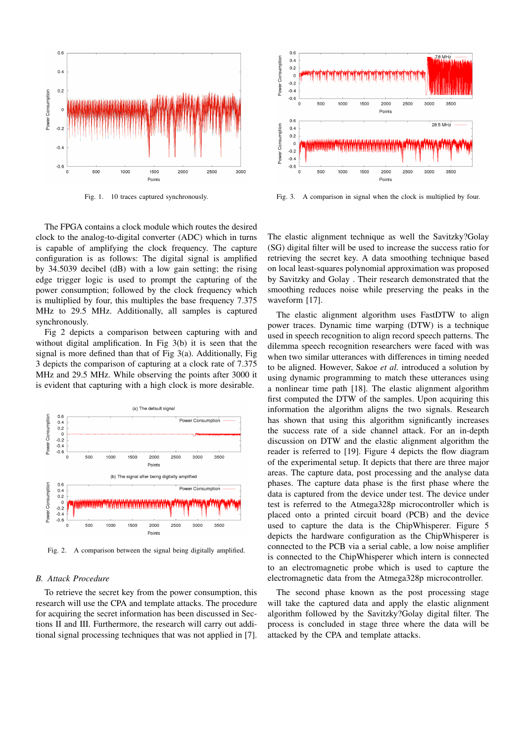0.6
0.4
0.2
0
-0.2
-0.4
-0.6
0 500 1000 1500 2000 2500 3000
Points
Power Consumption

Fig. 1. 10 traces captured synchronously.

7.8 MHz
28.5 MHz
Power Consumption
Points
0 500 1000 1500 2000 2500 3000 3500

Fig. 3. A comparison in signal when the clock is multiplied by four.

The FPGA contains a clock module which routes the desired clock to the analog-to-digital converter (ADC) which in turns is capable of amplifying the clock frequency. The capture configuration is as follows: The digital signal is amplified by 34.5039 decibel (dB) with a low gain setting; the rising edge trigger logic is used to prompt the capturing of the power consumption; followed by the clock frequency which is multiplied by four, this multiples the base frequency 7.375 MHz to 29.5 MHz. Additionally, all samples is captured synchronously.

Fig 2 depicts a comparison between capturing with and without digital amplification. In Fig 3(b) it is seen that the signal is more defined than that of Fig 3(a). Additionally, Fig 3 depicts the comparison of capturing at a clock rate of 7.375 MHz and 29.5 MHz. While observing the points after 3000 it is evident that capturing with a high clock is more desirable.

(a) The default signal
(b) The signal after being digitally amplified
Power Consumption
Points
0 500 1000 1500 2000 2500 3000 3500

Fig. 2. A comparison between the signal being digitally amplified.

### B. Attack Procedure

To retrieve the secret key from the power consumption, this research will use the CPA and template attacks. The procedure for acquiring the secret information has been discussed in Sections II and III. Furthermore, the research will carry out additional signal processing techniques that was not applied in [7].

The elastic alignment technique as well the Savitzky?Golay (SG) digital filter will be used to increase the success ratio for retrieving the secret key. A data smoothing technique based on local least-squares polynomial approximation was proposed by Savitzky and Golay . Their research demonstrated that the smoothing reduces noise while preserving the peaks in the waveform [17].

The elastic alignment algorithm uses FastDTW to align power traces. Dynamic time warping (DTW) is a technique used in speech recognition to align record speech patterns. The dilemma speech recognition researchers were faced with was when two similar utterances with differences in timing needed to be aligned. However, Sakoe *et al.* introduced a solution by using dynamic programming to match these utterances using a nonlinear time path [18]. The elastic alignment algorithm first computed the DTW of the samples. Upon acquiring this information the algorithm aligns the two signals. Research has shown that using this algorithm significantly increases the success rate of a side channel attack. For an in-depth discussion on DTW and the elastic alignment algorithm the reader is referred to [19]. Figure 4 depicts the flow diagram of the experimental setup. It depicts that there are three major areas. The capture data, post processing and the analyse data phases. The capture data phase is the first phase where the data is captured from the device under test. The device under test is referred to the Atmega328p microcontroller which is placed onto a printed circuit board (PCB) and the device used to capture the data is the ChipWhisperer. Figure 5 depicts the hardware configuration as the ChipWhisperer is connected to the PCB via a serial cable, a low noise amplifier is connected to the ChipWhisperer which intern is connected to an electromagnetic probe which is used to capture the electromagnetic data from the Atmega328p microcontroller.

The second phase known as the post processing stage will take the captured data and apply the elastic alignment algorithm followed by the Savitzky?Golay digital filter. The process is concluded in stage three where the data will be attacked by the CPA and template attacks.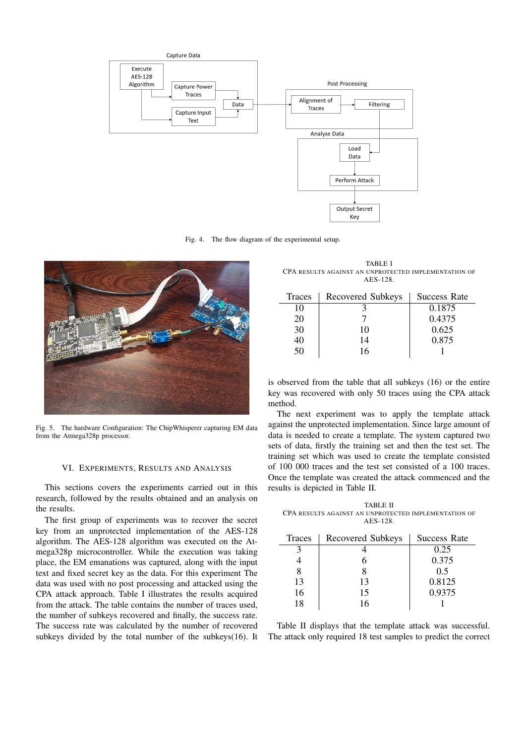Capture Data

Execute AES-128 Algorithm

Capture Power Traces

Capture Input Text

Data

Post Processing

Alignment of Traces

Filtering

Analyse Data

Load Data

Perform Attack

Output Secret Key

Fig. 4. The flow diagram of the experimental setup.

Fig. 5. The hardware Configuration: The ChipWhisperer capturing EM data from the Atmega328p processor.

## VI. Experiments, Results and Analysis

This sections covers the experiments carried out in this research, followed by the results obtained and an analysis on the results.

The first group of experiments was to recover the secret key from an unprotected implementation of the AES-128 algorithm. The AES-128 algorithm was executed on the Atmega328p microcontroller. While the execution was taking place, the EM emanations was captured, along with the input text and fixed secret key as the data. For this experiment The data was used with no post processing and attacked using the CPA attack approach. Table I illustrates the results acquired from the attack. The table contains the number of traces used, the number of subkeys recovered and finally, the success rate. The success rate was calculated by the number of recovered subkeys divided by the total number of the subkeys(16). It is observed from the table that all subkeys (16) or the entire key was recovered with only 50 traces using the CPA attack method.

TABLE I
CPA results against an unprotected implementation of AES-128.

| Traces | Recovered Subkeys | Success Rate |
|---|---|---|
| 10 | 3 | 0.1875 |
| 20 | 7 | 0.4375 |
| 30 | 10 | 0.625 |
| 40 | 14 | 0.875 |
| 50 | 16 | 1 |

The next experiment was to apply the template attack against the unprotected implementation. Since large amount of data is needed to create a template. The system captured two sets of data, firstly the training set and then the test set. The training set which was used to create the template consisted of 100 000 traces and the test set consisted of a 100 traces. Once the template was created the attack commenced and the results is depicted in Table II.

TABLE II
CPA results against an unprotected implementation of AES-128.

| Traces | Recovered Subkeys | Success Rate |
|---|---|---|
| 3 | 4 | 0.25 |
| 4 | 6 | 0.375 |
| 8 | 8 | 0.5 |
| 13 | 13 | 0.8125 |
| 16 | 15 | 0.9375 |
| 18 | 16 | 1 |

Table II displays that the template attack was successful. The attack only required 18 test samples to predict the correct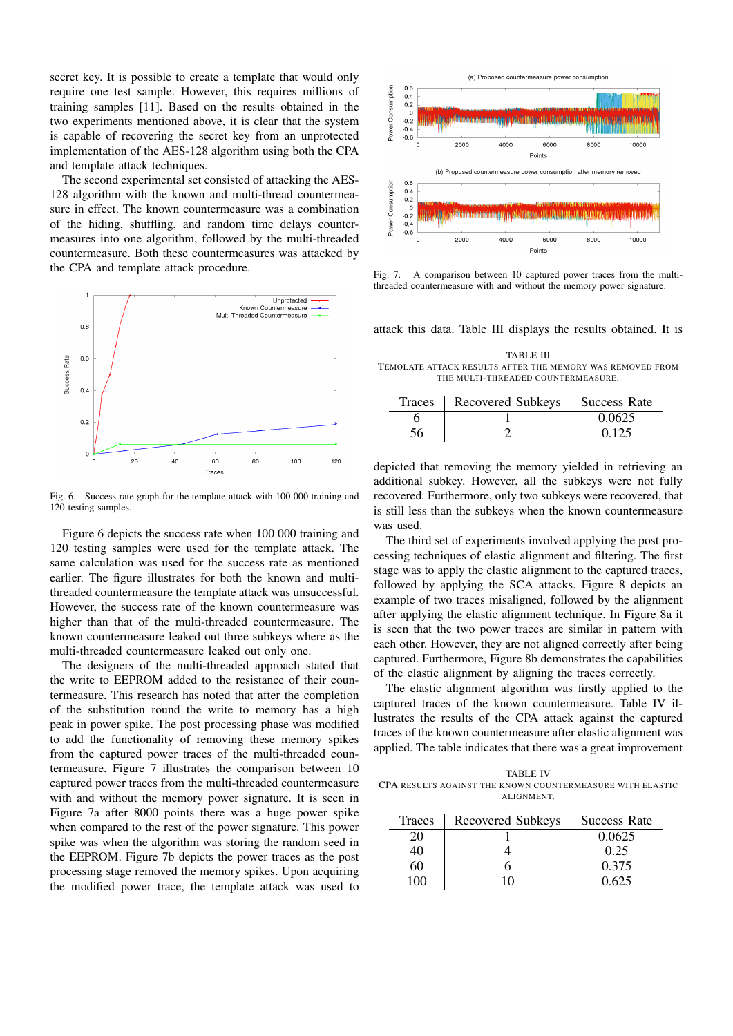secret key. It is possible to create a template that would only require one test sample. However, this requires millions of training samples [11]. Based on the results obtained in the two experiments mentioned above, it is clear that the system is capable of recovering the secret key from an unprotected implementation of the AES-128 algorithm using both the CPA and template attack techniques.

The second experimental set consisted of attacking the AES-128 algorithm with the known and multi-thread countermeasure in effect. The known countermeasure was a combination of the hiding, shuffling, and random time delays countermeasures into one algorithm, followed by the multi-threaded countermeasure. Both these countermeasures was attacked by the CPA and template attack procedure.

Success Rate
1
0.8
0.6
0.4
0.2
0
0 20 40 60 80 100 120
Traces
Unprotected
Known Countermeasure
Multi-Threaded Countermeasure

Fig. 6. Success rate graph for the template attack with 100 000 training and 120 testing samples.

Figure 6 depicts the success rate when 100 000 training and 120 testing samples were used for the template attack. The same calculation was used for the success rate as mentioned earlier. The figure illustrates for both the known and multi-threaded countermeasure the template attack was unsuccessful. However, the success rate of the known countermeasure was higher than that of the multi-threaded countermeasure. The known countermeasure leaked out three subkeys where as the multi-threaded countermeasure leaked out only one.

The designers of the multi-threaded approach stated that the write to EEPROM added to the resistance of their countermeasure. This research has noted that after the completion of the substitution round the write to memory has a high peak in power spike. The post processing phase was modified to add the functionality of removing these memory spikes from the captured power traces of the multi-threaded countermeasure. Figure 7 illustrates the comparison between 10 captured power traces from the multi-threaded countermeasure with and without the memory power signature. It is seen in Figure 7a after 8000 points there was a huge power spike when compared to the rest of the power signature. This power spike was when the algorithm was storing the random seed in the EEPROM. Figure 7b depicts the power traces as the post processing stage removed the memory spikes. Upon acquiring the modified power trace, the template attack was used to

(a) Proposed countermeasure power consumption
Power Consumption
0.6
0.4
0.2
0
-0.2
-0.4
-0.6
0 2000 4000 6000 8000 10000
Points

(b) Proposed countermeasure power consumption after memory removed
Power Consumption
0.6
0.4
0.2
0
-0.2
-0.4
-0.6
0 2000 4000 6000 8000 10000
Points

Fig. 7. A comparison between 10 captured power traces from the multi-threaded countermeasure with and without the memory power signature.

attack this data. Table III displays the results obtained. It is

TABLE III
TEMOLATE ATTACK RESULTS AFTER THE MEMORY WAS REMOVED FROM THE MULTI-THREADED COUNTERMEASURE.

| Traces | Recovered Subkeys | Success Rate |
|---|---|---|
| 6 | 1 | 0.0625 |
| 56 | 2 | 0.125 |

depicted that removing the memory yielded in retrieving an additional subkey. However, all the subkeys were not fully recovered. Furthermore, only two subkeys were recovered, that is still less than the subkeys when the known countermeasure was used.

The third set of experiments involved applying the post processing techniques of elastic alignment and filtering. The first stage was to apply the elastic alignment to the captured traces, followed by applying the SCA attacks. Figure 8 depicts an example of two traces misaligned, followed by the alignment after applying the elastic alignment technique. In Figure 8a it is seen that the two power traces are similar in pattern with each other. However, they are not aligned correctly after being captured. Furthermore, Figure 8b demonstrates the capabilities of the elastic alignment by aligning the traces correctly.

The elastic alignment algorithm was firstly applied to the captured traces of the known countermeasure. Table IV illustrates the results of the CPA attack against the captured traces of the known countermeasure after elastic alignment was applied. The table indicates that there was a great improvement

TABLE IV
CPA RESULTS AGAINST THE KNOWN COUNTERMEASURE WITH ELASTIC ALIGNMENT.

| Traces | Recovered Subkeys | Success Rate |
|---|---|---|
| 20 | 1 | 0.0625 |
| 40 | 4 | 0.25 |
| 60 | 6 | 0.375 |
| 100 | 10 | 0.625 |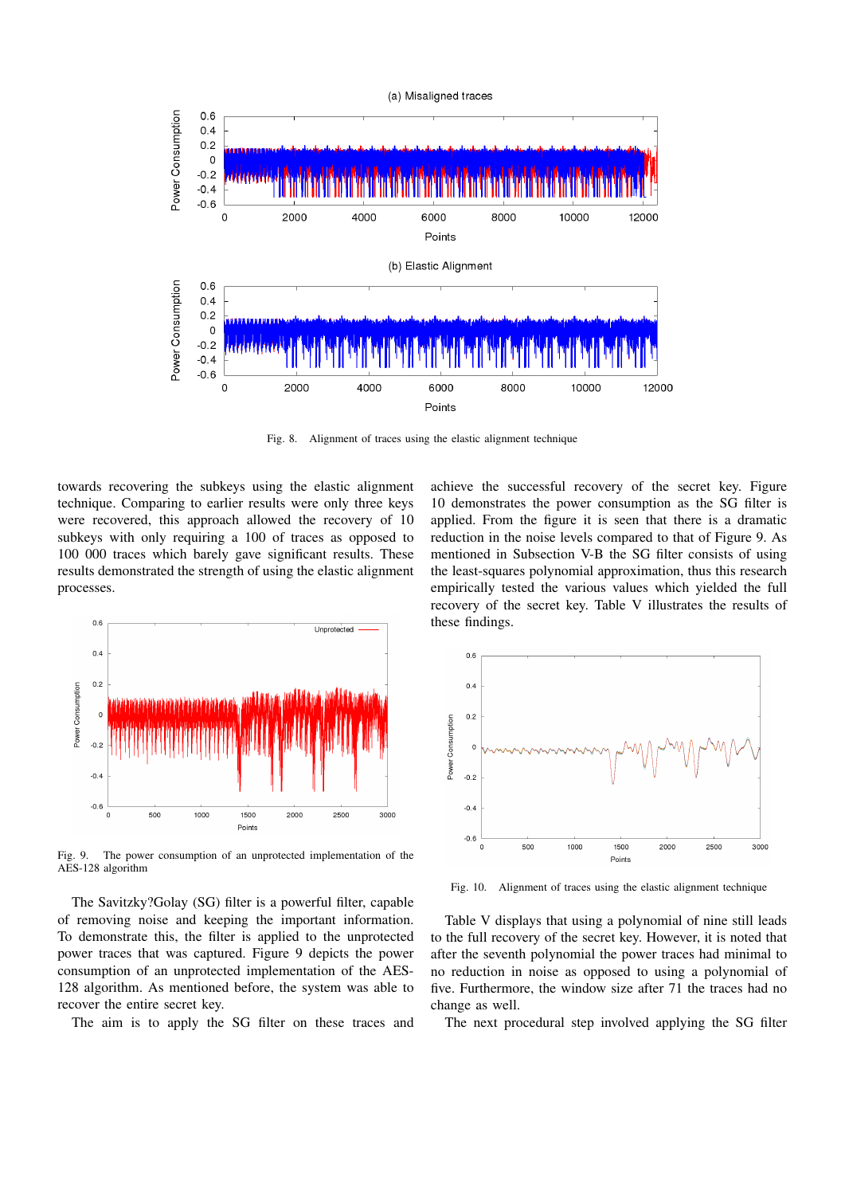(a) Misaligned traces

Power Consumption

0.6
0.4
0.2
0
-0.2
-0.4
-0.6

0 2000 4000 6000 8000 10000 12000

Points

(b) Elastic Alignment

Power Consumption

0.6
0.4
0.2
0
-0.2
-0.4
-0.6

0 2000 4000 6000 8000 10000 12000

Points

Fig. 8. Alignment of traces using the elastic alignment technique

towards recovering the subkeys using the elastic alignment technique. Comparing to earlier results were only three keys were recovered, this approach allowed the recovery of 10 subkeys with only requiring a 100 of traces as opposed to 100 000 traces which barely gave significant results. These results demonstrated the strength of using the elastic alignment processes.

Unprotected

Power Consumption

0.6
0.4
0.2
0
-0.2
-0.4
-0.6

0 500 1000 1500 2000 2500 3000

Points

Fig. 9. The power consumption of an unprotected implementation of the AES-128 algorithm

The Savitzky?Golay (SG) filter is a powerful filter, capable of removing noise and keeping the important information. To demonstrate this, the filter is applied to the unprotected power traces that was captured. Figure 9 depicts the power consumption of an unprotected implementation of the AES-128 algorithm. As mentioned before, the system was able to recover the entire secret key.

The aim is to apply the SG filter on these traces and achieve the successful recovery of the secret key. Figure 10 demonstrates the power consumption as the SG filter is applied. From the figure it is seen that there is a dramatic reduction in the noise levels compared to that of Figure 9. As mentioned in Subsection V-B the SG filter consists of using the least-squares polynomial approximation, thus this research empirically tested the various values which yielded the full recovery of the secret key. Table V illustrates the results of these findings.

Power Consumption

0.6
0.4
0.2
0
-0.2
-0.4
-0.6

0 500 1000 1500 2000 2500 3000

Points

Fig. 10. Alignment of traces using the elastic alignment technique

Table V displays that using a polynomial of nine still leads to the full recovery of the secret key. However, it is noted that after the seventh polynomial the power traces had minimal to no reduction in noise as opposed to using a polynomial of five. Furthermore, the window size after 71 the traces had no change as well.

The next procedural step involved applying the SG filter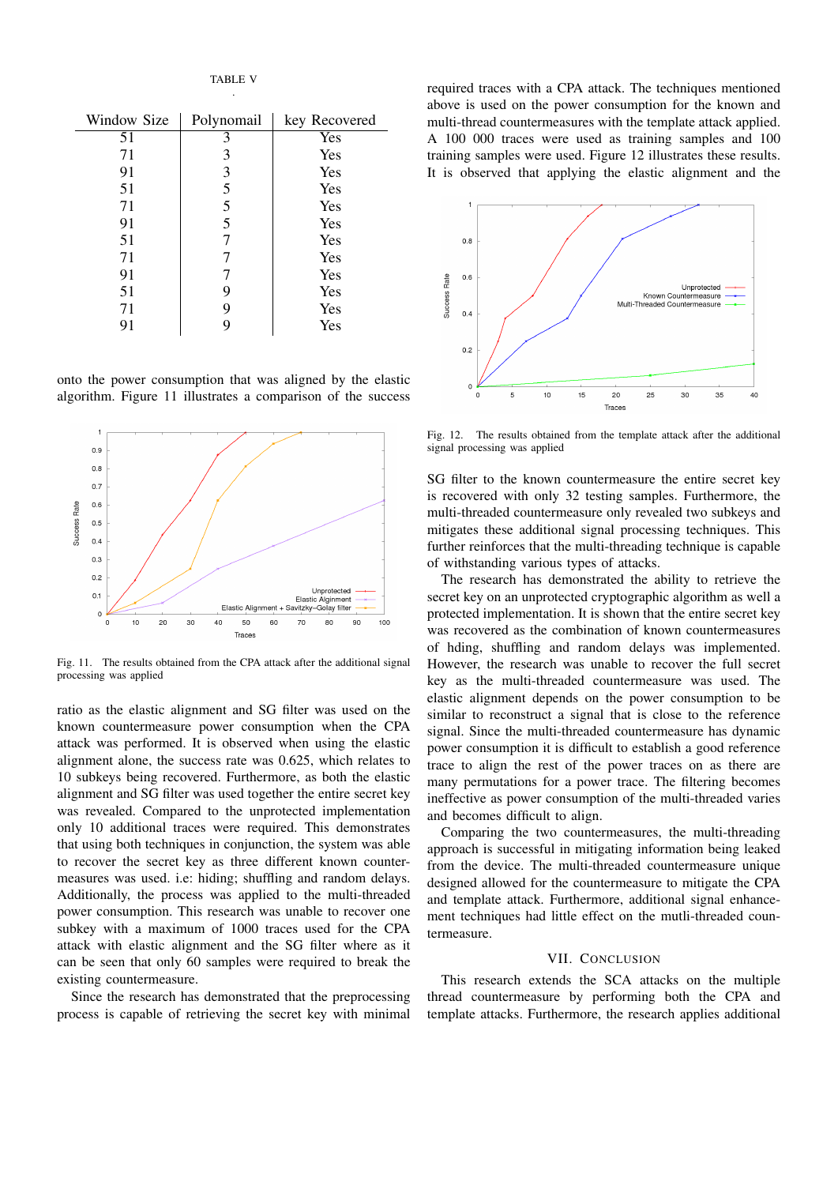TABLE V

.

| Window Size | Polynomail | key Recovered |
|---|---|---|
| 51 | 3 | Yes |
| 71 | 3 | Yes |
| 91 | 3 | Yes |
| 51 | 5 | Yes |
| 71 | 5 | Yes |
| 91 | 5 | Yes |
| 51 | 7 | Yes |
| 71 | 7 | Yes |
| 91 | 7 | Yes |
| 51 | 9 | Yes |
| 71 | 9 | Yes |
| 91 | 9 | Yes |

onto the power consumption that was aligned by the elastic algorithm. Figure 11 illustrates a comparison of the success

Success Rate
1
0.9
0.8
0.7
0.6
0.5
0.4
0.3
0.2
0.1
0
0 10 20 30 40 50 60 70 80 90 100
Traces
Unprotected
Elastic Alignment
Elastic Alignment + Savitzky–Golay filter

Fig. 11. The results obtained from the CPA attack after the additional signal processing was applied

ratio as the elastic alignment and SG filter was used on the known countermeasure power consumption when the CPA attack was performed. It is observed when using the elastic alignment alone, the success rate was 0.625, which relates to 10 subkeys being recovered. Furthermore, as both the elastic alignment and SG filter was used together the entire secret key was revealed. Compared to the unprotected implementation only 10 additional traces were required. This demonstrates that using both techniques in conjunction, the system was able to recover the secret key as three different known countermeasures was used. i.e: hiding; shuffling and random delays. Additionally, the process was applied to the multi-threaded power consumption. This research was unable to recover one subkey with a maximum of 1000 traces used for the CPA attack with elastic alignment and the SG filter where as it can be seen that only 60 samples were required to break the existing countermeasure.

Since the research has demonstrated that the preprocessing process is capable of retrieving the secret key with minimal required traces with a CPA attack. The techniques mentioned above is used on the power consumption for the known and multi-thread countermeasures with the template attack applied. A 100 000 traces were used as training samples and 100 training samples were used. Figure 12 illustrates these results. It is observed that applying the elastic alignment and the

Success Rate
1
0.8
0.6
0.4
0.2
0
0 5 10 15 20 25 30 35 40
Traces
Unprotected
Known Countermeasure
Multi-Threaded Countermeasure

Fig. 12. The results obtained from the template attack after the additional signal processing was applied

SG filter to the known countermeasure the entire secret key is recovered with only 32 testing samples. Furthermore, the multi-threaded countermeasure only revealed two subkeys and mitigates these additional signal processing techniques. This further reinforces that the multi-threading technique is capable of withstanding various types of attacks.

The research has demonstrated the ability to retrieve the secret key on an unprotected cryptographic algorithm as well a protected implementation. It is shown that the entire secret key was recovered as the combination of known countermeasures of hding, shuffling and random delays was implemented. However, the research was unable to recover the full secret key as the multi-threaded countermeasure was used. The elastic alignment depends on the power consumption to be similar to reconstruct a signal that is close to the reference signal. Since the multi-threaded countermeasure has dynamic power consumption it is difficult to establish a good reference trace to align the rest of the power traces on as there are many permutations for a power trace. The filtering becomes ineffective as power consumption of the multi-threaded varies and becomes difficult to align.

Comparing the two countermeasures, the multi-threading approach is successful in mitigating information being leaked from the device. The multi-threaded countermeasure unique designed allowed for the countermeasure to mitigate the CPA and template attack. Furthermore, additional signal enhancement techniques had little effect on the mutli-threaded countermeasure.

## VII. Conclusion

This research extends the SCA attacks on the multiple thread countermeasure by performing both the CPA and template attacks. Furthermore, the research applies additional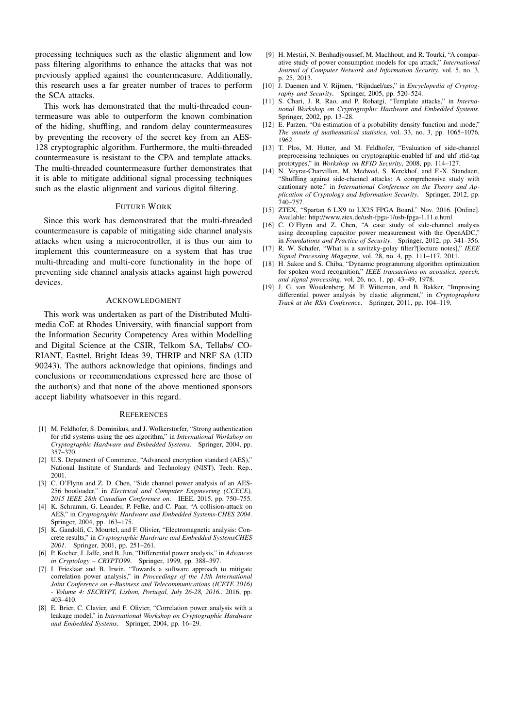processing techniques such as the elastic alignment and low pass filtering algorithms to enhance the attacks that was not previously applied against the countermeasure. Additionally, this research uses a far greater number of traces to perform the SCA attacks.

This work has demonstrated that the multi-threaded countermeasure was able to outperform the known combination of the hiding, shuffling, and random delay countermeasures by preventing the recovery of the secret key from an AES-128 cryptographic algorithm. Furthermore, the multi-threaded countermeasure is resistant to the CPA and template attacks. The multi-threaded countermeasure further demonstrates that it is able to mitigate additional signal processing techniques such as the elastic alignment and various digital filtering.

## Future Work

Since this work has demonstrated that the multi-threaded countermeasure is capable of mitigating side channel analysis attacks when using a microcontroller, it is thus our aim to implement this countermeasure on a system that has true multi-threading and multi-core functionality in the hope of preventing side channel analysis attacks against high powered devices.

## Acknowledgment

This work was undertaken as part of the Distributed Multimedia CoE at Rhodes University, with financial support from the Information Security Competency Area within Modelling and Digital Science at the CSIR, Telkom SA, Tellabs/ CORIANT, Easttel, Bright Ideas 39, THRIP and NRF SA (UID 90243). The authors acknowledge that opinions, findings and conclusions or recommendations expressed here are those of the author(s) and that none of the above mentioned sponsors accept liability whatsoever in this regard.

## References

[1] M. Feldhofer, S. Dominikus, and J. Wolkerstorfer, "Strong authentication for rfid systems using the aes algorithm," in *International Workshop on Cryptographic Hardware and Embedded Systems*. Springer, 2004, pp. 357–370.

[2] U.S. Depatment of Commerce, "Advanced encryption standard (AES)," National Institute of Standards and Technology (NIST), Tech. Rep., 2001.

[3] C. O'Flynn and Z. D. Chen, "Side channel power analysis of an AES-256 bootloader," in *Electrical and Computer Engineering (CCECE), 2015 IEEE 28th Canadian Conference on*. IEEE, 2015, pp. 750–755.

[4] K. Schramm, G. Leander, P. Felke, and C. Paar, "A collision-attack on AES," in *Cryptographic Hardware and Embedded Systems-CHES 2004*. Springer, 2004, pp. 163–175.

[5] K. Gandolfi, C. Mourtel, and F. Olivier, "Electromagnetic analysis: Concrete results," in *Cryptographic Hardware and Embedded SystemsCHES 2001*. Springer, 2001, pp. 251–261.

[6] P. Kocher, J. Jaffe, and B. Jun, "Differential power analysis," in *Advances in Cryptology – CRYPTO99*. Springer, 1999, pp. 388–397.

[7] I. Frieslaar and B. Irwin, "Towards a software approach to mitigate correlation power analysis," in *Proceedings of the 13th International Joint Conference on e-Business and Telecommunications (ICETE 2016) - Volume 4: SECRYPT, Lisbon, Portugal, July 26-28, 2016.*, 2016, pp. 403–410.

[8] E. Brier, C. Clavier, and F. Olivier, "Correlation power analysis with a leakage model," in *International Workshop on Cryptographic Hardware and Embedded Systems*. Springer, 2004, pp. 16–29.

[9] H. Mestiri, N. Benhadjyoussef, M. Machhout, and R. Tourki, "A comparative study of power consumption models for cpa attack," *International Journal of Computer Network and Information Security*, vol. 5, no. 3, p. 25, 2013.

[10] J. Daemen and V. Rijmen, "Rijndael/aes," in *Encyclopedia of Cryptography and Security*. Springer, 2005, pp. 520–524.

[11] S. Chari, J. R. Rao, and P. Rohatgi, "Template attacks," in *International Workshop on Cryptographic Hardware and Embedded Systems*. Springer, 2002, pp. 13–28.

[12] E. Parzen, "On estimation of a probability density function and mode," *The annals of mathematical statistics*, vol. 33, no. 3, pp. 1065–1076, 1962.

[13] T. Plos, M. Hutter, and M. Feldhofer, "Evaluation of side-channel preprocessing techniques on cryptographic-enabled hf and uhf rfid-tag prototypes," in *Workshop on RFID Security*, 2008, pp. 114–127.

[14] N. Veyrat-Charvillon, M. Medwed, S. Kerckhof, and F.-X. Standaert, "Shuffling against side-channel attacks: A comprehensive study with cautionary note," in *International Conference on the Theory and Application of Cryptology and Information Security*. Springer, 2012, pp. 740–757.

[15] ZTEX, "Spartan 6 LX9 to LX25 FPGA Board." Nov. 2016. [Online]. Available: http://www.ztex.de/usb-fpga-1/usb-fpga-1.11.e.html

[16] C. O'Flynn and Z. Chen, "A case study of side-channel analysis using decoupling capacitor power measurement with the OpenADC," in *Foundations and Practice of Security*. Springer, 2012, pp. 341–356.

[17] R. W. Schafer, "What is a savitzky-golay filter?[lecture notes]," *IEEE Signal Processing Magazine*, vol. 28, no. 4, pp. 111–117, 2011.

[18] H. Sakoe and S. Chiba, "Dynamic programming algorithm optimization for spoken word recognition," *IEEE transactions on acoustics, speech, and signal processing*, vol. 26, no. 1, pp. 43–49, 1978.

[19] J. G. van Woudenberg, M. F. Witteman, and B. Bakker, "Improving differential power analysis by elastic alignment," in *Cryptographers Track at the RSA Conference*. Springer, 2011, pp. 104–119.